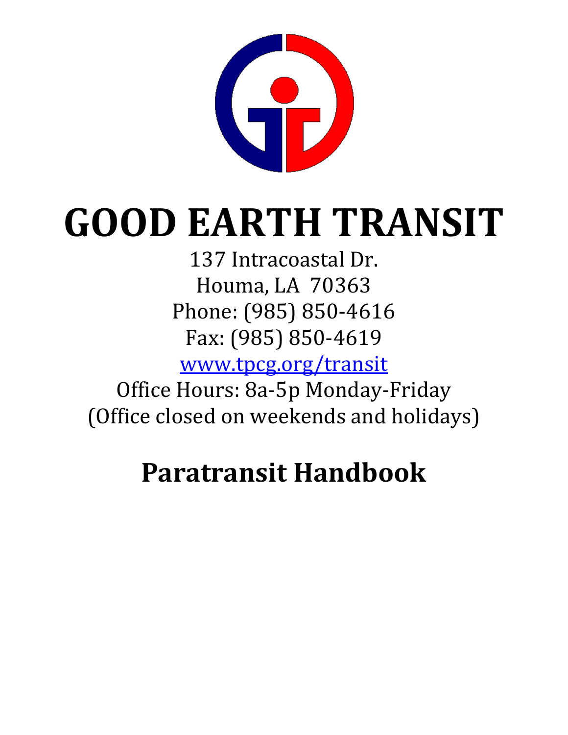# GOOD EARTH TRANSIT

137 Intracoastal Dr.
Houma, LA 70363
Phone: (985) 850-4616
Fax: (985) 850-4619
[www.tpcg.org/transit](http://www.tpcg.org/transit)
Office Hours: 8a-5p Monday-Friday
(Office closed on weekends and holidays)

## Paratransit Handbook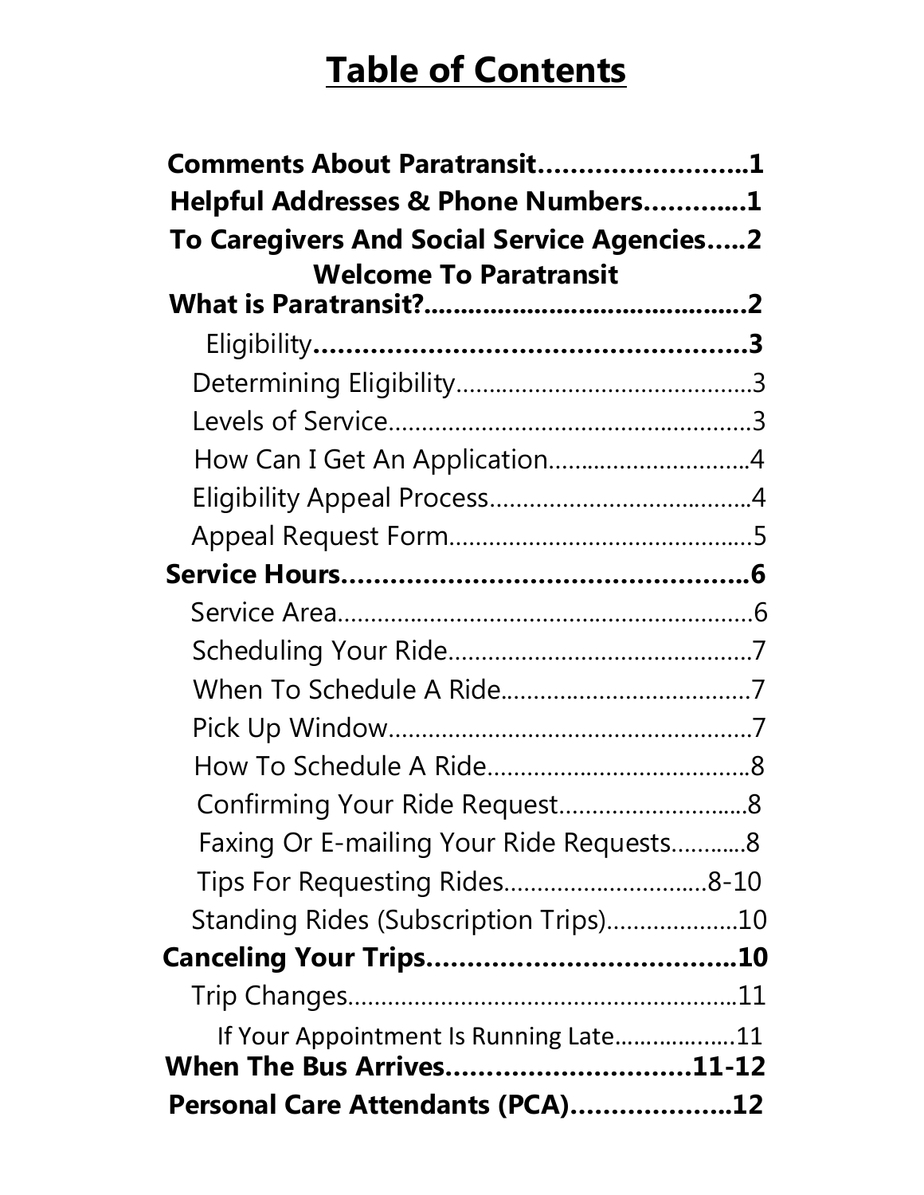# Table of Contents

**Comments About Paratransit……………………..1**

**Helpful Addresses & Phone Numbers…………1**

**To Caregivers And Social Service Agencies…..2**

**Welcome To Paratransit**

**What is Paratransit?……………………………………2**

Eligibility**…………………………………………………3**

Determining Eligibility……………………………………3

Levels of Service……………………………………………3

How Can I Get An Application…………………………4

Eligibility Appeal Process…………………………………4

Appeal Request Form………………………………………5

**Service Hours……………………………………………6**

Service Area…………………………………………………6

Scheduling Your Ride………………………………………7

When To Schedule A Ride…………………………………7

Pick Up Window……………………………………………7

How To Schedule A Ride…………………………………8

Confirming Your Ride Request…………………………8

Faxing Or E-mailing Your Ride Requests………..8

Tips For Requesting Rides…………………………8-10

Standing Rides (Subscription Trips)………………10

**Canceling Your Trips…………………………………10**

Trip Changes………………………………………………11

If Your Appointment Is Running Late……………….11

**When The Bus Arrives………………………….11-12**

**Personal Care Attendants (PCA)……………….12**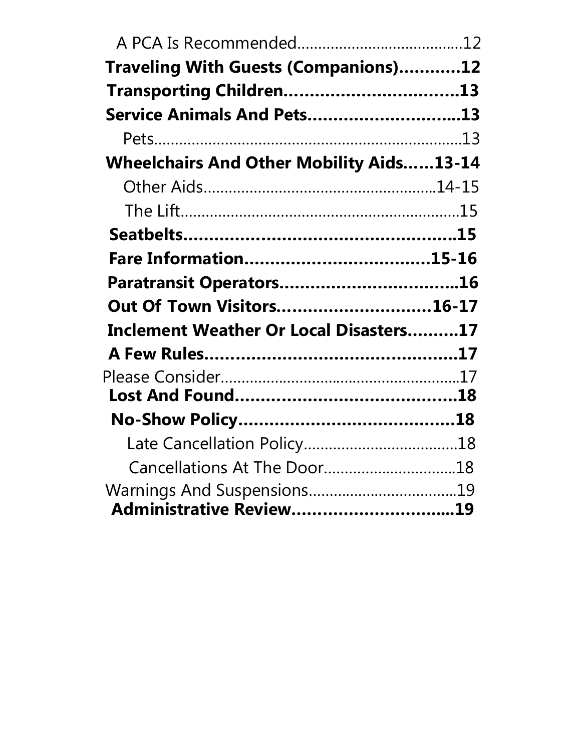A PCA Is Recommended.......................................12

**Traveling With Guests (Companions)............12**

**Transporting Children.................................13**

**Service Animals And Pets.............................13**

Pets..........................................................................13

**Wheelchairs And Other Mobility Aids......13-14**

Other Aids......................................................14-15

The Lift...................................................................15

**Seatbelts.....................................................15**

**Fare Information...................................15-16**

**Paratransit Operators..................................16**

**Out Of Town Visitors..............................16-17**

**Inclement Weather Or Local Disasters..........17**

**A Few Rules.................................................17**

Please Consider..........................................................17

**Lost And Found..........................................18**

**No-Show Policy..........................................18**

Late Cancellation Policy.....................................18

Cancellations At The Door................................18

Warnings And Suspensions...................................19

**Administrative Review...............................19**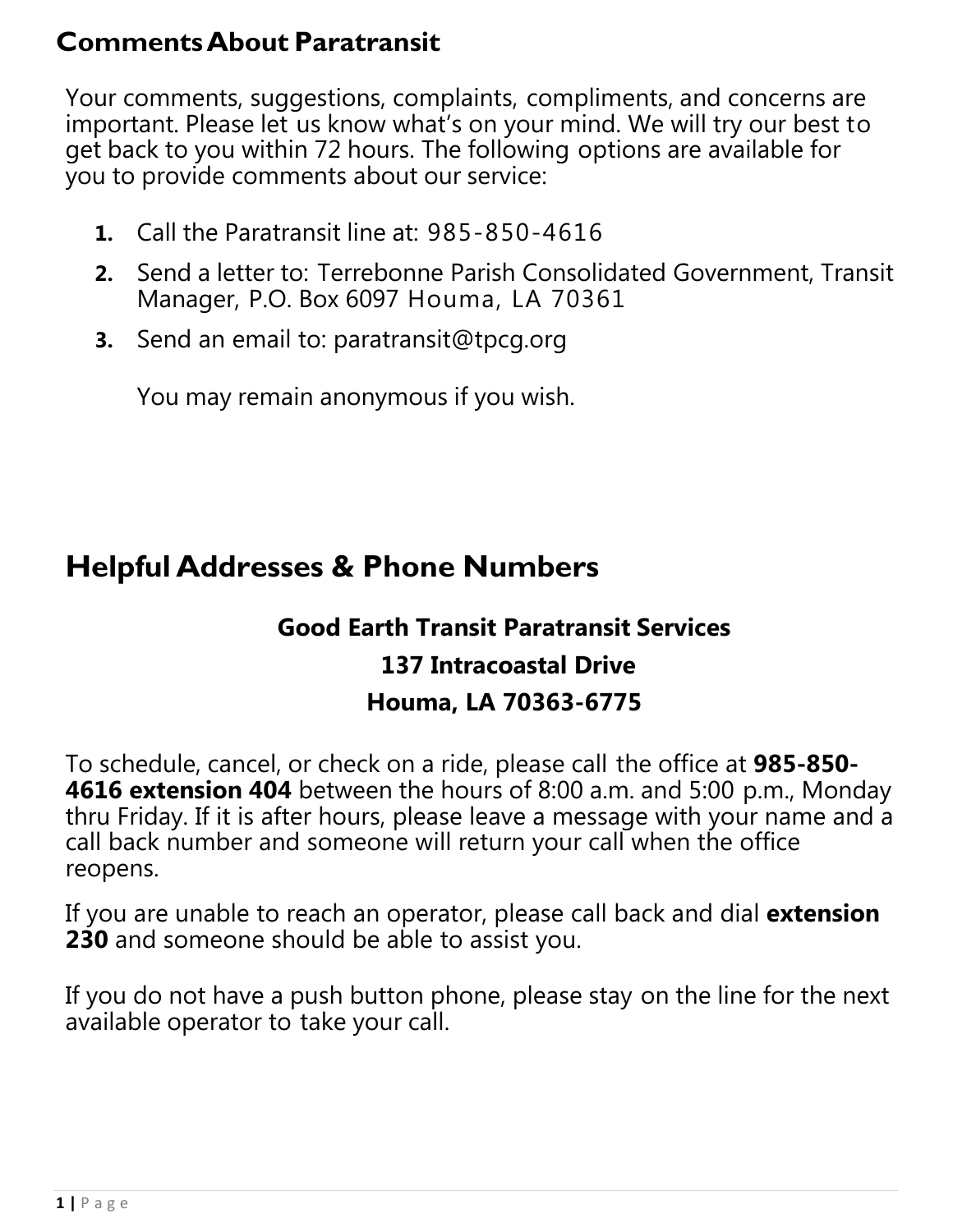## Comments About Paratransit

Your comments, suggestions, complaints, compliments, and concerns are important. Please let us know what's on your mind. We will try our best to get back to you within 72 hours. The following options are available for you to provide comments about our service:

1. Call the Paratransit line at: 985-850-4616
2. Send a letter to: Terrebonne Parish Consolidated Government, Transit Manager, P.O. Box 6097 Houma, LA 70361
3. Send an email to: paratransit@tpcg.org

   You may remain anonymous if you wish.

## Helpful Addresses & Phone Numbers

**Good Earth Transit Paratransit Services**

**137 Intracoastal Drive**

**Houma, LA 70363-6775**

To schedule, cancel, or check on a ride, please call the office at **985-850-4616 extension 404** between the hours of 8:00 a.m. and 5:00 p.m., Monday thru Friday. If it is after hours, please leave a message with your name and a call back number and someone will return your call when the office reopens.

If you are unable to reach an operator, please call back and dial **extension 230** and someone should be able to assist you.

If you do not have a push button phone, please stay on the line for the next available operator to take your call.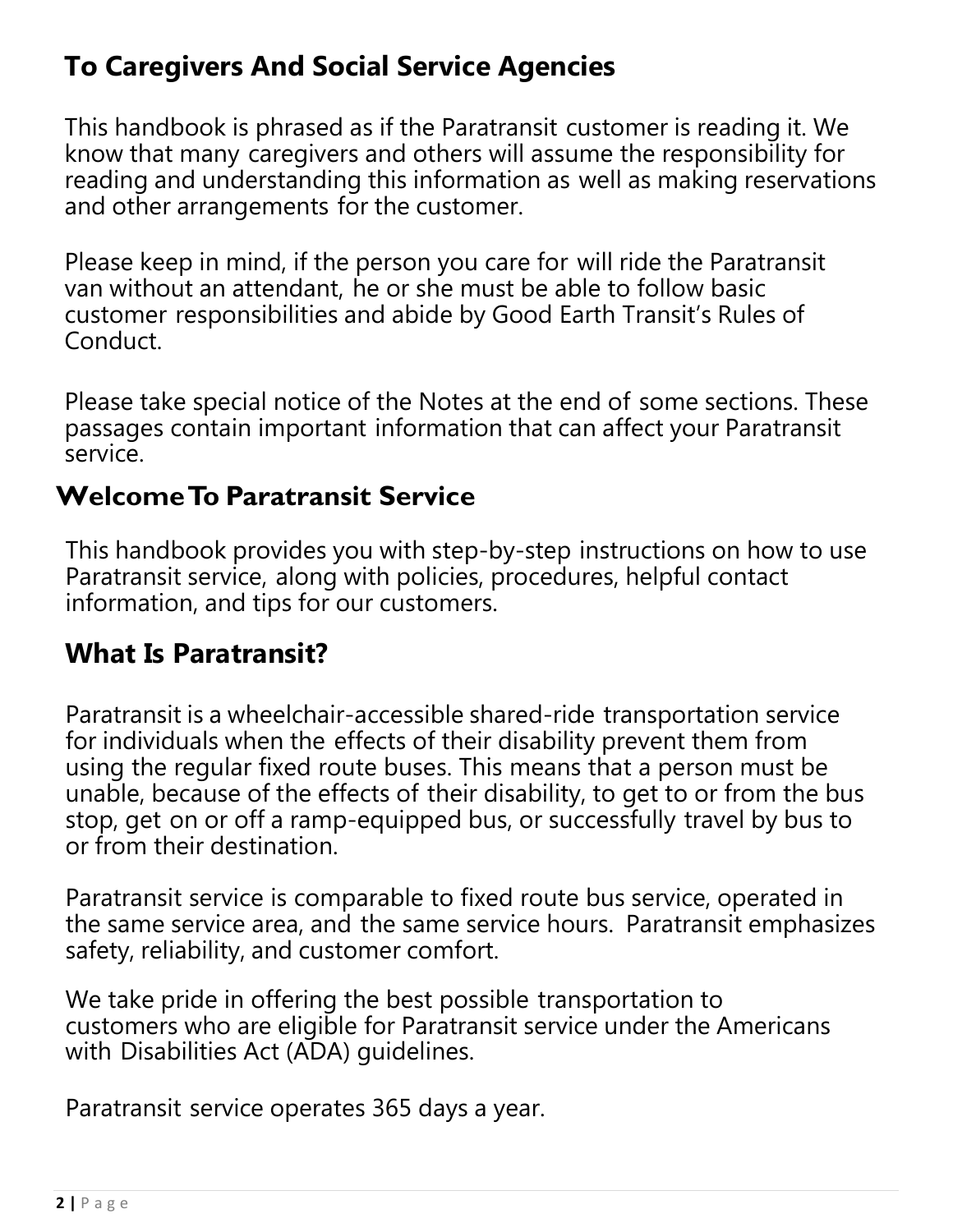## To Caregivers And Social Service Agencies

This handbook is phrased as if the Paratransit customer is reading it. We know that many caregivers and others will assume the responsibility for reading and understanding this information as well as making reservations and other arrangements for the customer.

Please keep in mind, if the person you care for will ride the Paratransit van without an attendant, he or she must be able to follow basic customer responsibilities and abide by Good Earth Transit's Rules of Conduct.

Please take special notice of the Notes at the end of some sections. These passages contain important information that can affect your Paratransit service.

## Welcome To Paratransit Service

This handbook provides you with step-by-step instructions on how to use Paratransit service, along with policies, procedures, helpful contact information, and tips for our customers.

## What Is Paratransit?

Paratransit is a wheelchair-accessible shared-ride transportation service for individuals when the effects of their disability prevent them from using the regular fixed route buses. This means that a person must be unable, because of the effects of their disability, to get to or from the bus stop, get on or off a ramp-equipped bus, or successfully travel by bus to or from their destination.

Paratransit service is comparable to fixed route bus service, operated in the same service area, and the same service hours. Paratransit emphasizes safety, reliability, and customer comfort.

We take pride in offering the best possible transportation to customers who are eligible for Paratransit service under the Americans with Disabilities Act (ADA) guidelines.

Paratransit service operates 365 days a year.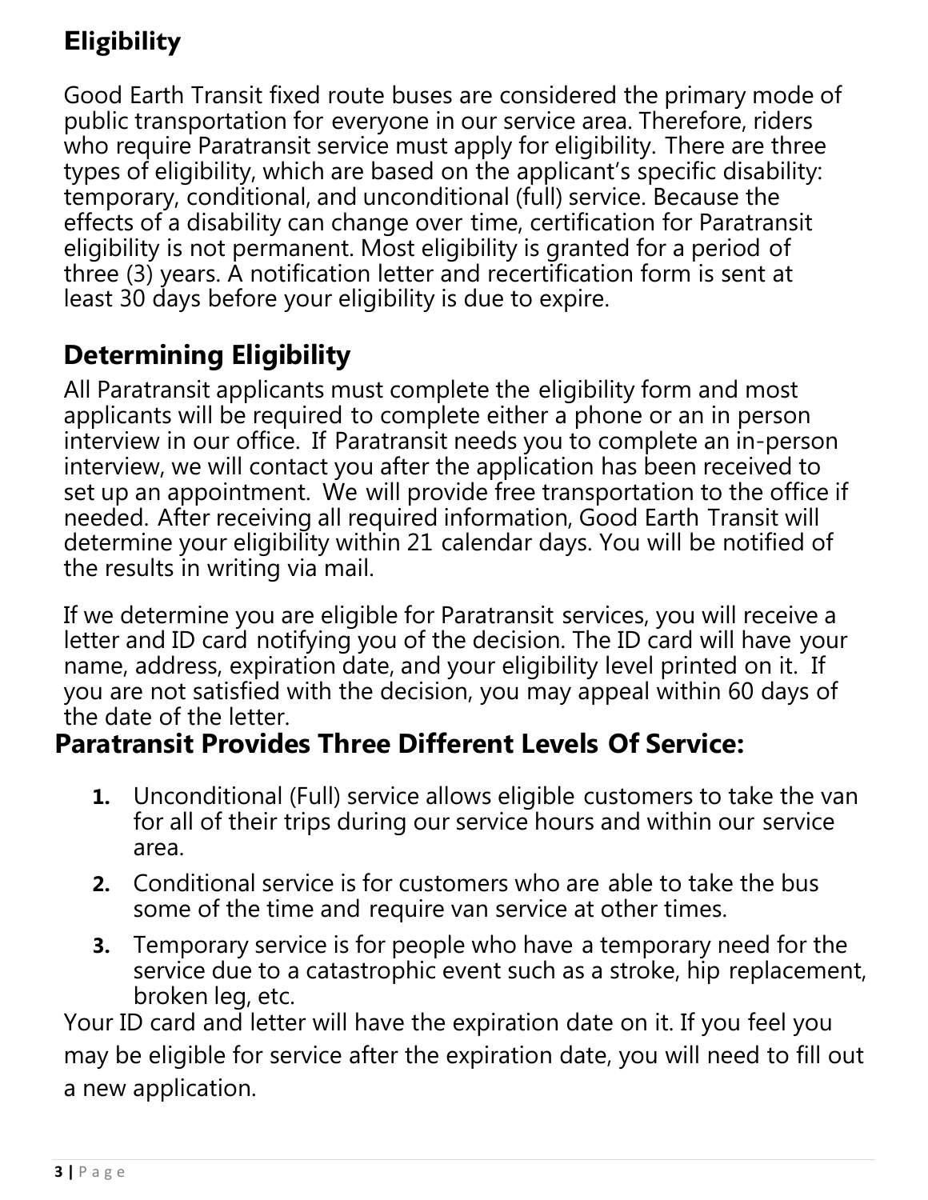## Eligibility

Good Earth Transit fixed route buses are considered the primary mode of public transportation for everyone in our service area. Therefore, riders who require Paratransit service must apply for eligibility. There are three types of eligibility, which are based on the applicant's specific disability: temporary, conditional, and unconditional (full) service. Because the effects of a disability can change over time, certification for Paratransit eligibility is not permanent. Most eligibility is granted for a period of three (3) years. A notification letter and recertification form is sent at least 30 days before your eligibility is due to expire.

## Determining Eligibility

All Paratransit applicants must complete the eligibility form and most applicants will be required to complete either a phone or an in person interview in our office. If Paratransit needs you to complete an in-person interview, we will contact you after the application has been received to set up an appointment. We will provide free transportation to the office if needed. After receiving all required information, Good Earth Transit will determine your eligibility within 21 calendar days. You will be notified of the results in writing via mail.

If we determine you are eligible for Paratransit services, you will receive a letter and ID card notifying you of the decision. The ID card will have your name, address, expiration date, and your eligibility level printed on it. If you are not satisfied with the decision, you may appeal within 60 days of the date of the letter.

## Paratransit Provides Three Different Levels Of Service:

1. Unconditional (Full) service allows eligible customers to take the van for all of their trips during our service hours and within our service area.
2. Conditional service is for customers who are able to take the bus some of the time and require van service at other times.
3. Temporary service is for people who have a temporary need for the service due to a catastrophic event such as a stroke, hip replacement, broken leg, etc.

Your ID card and letter will have the expiration date on it. If you feel you may be eligible for service after the expiration date, you will need to fill out a new application.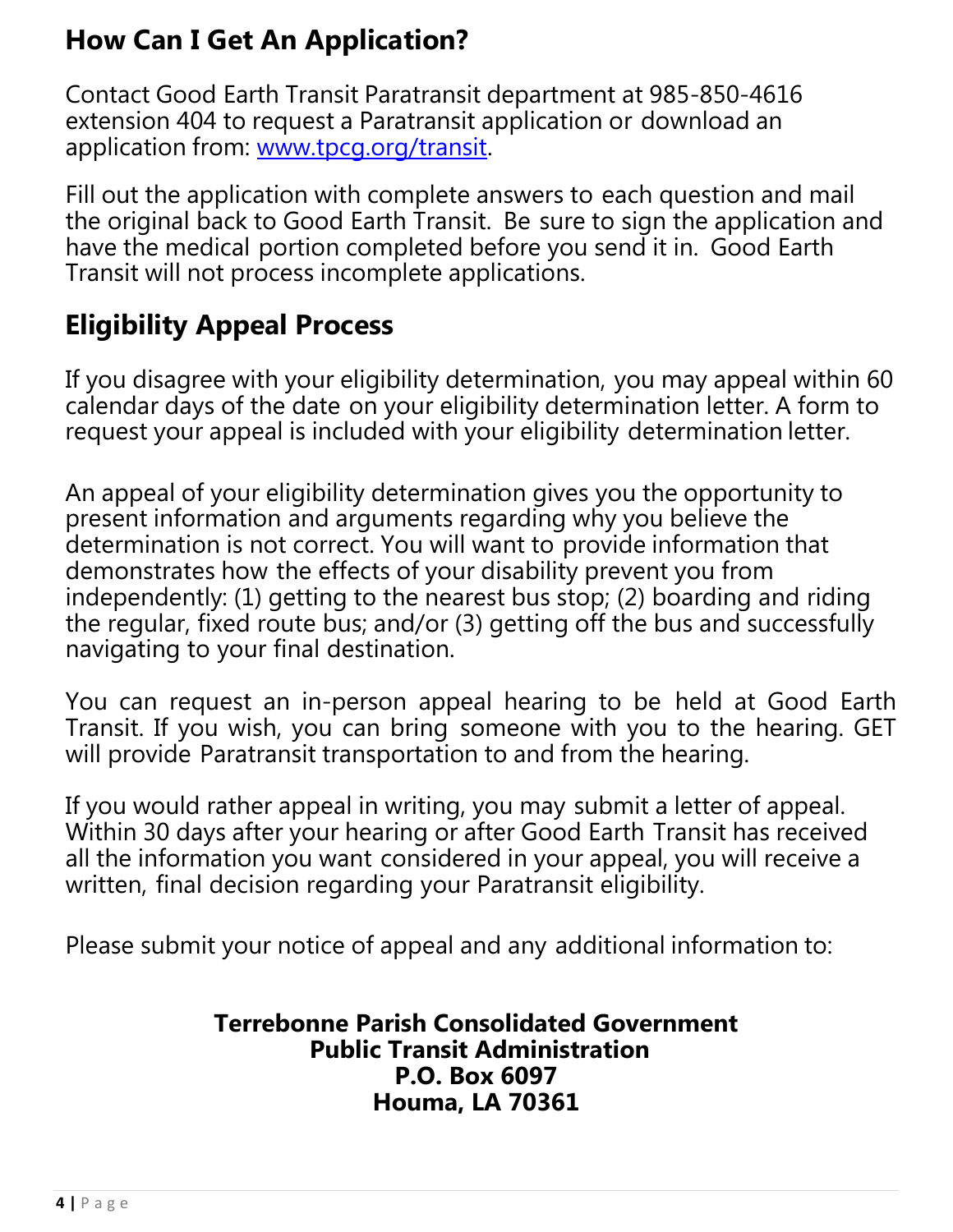## How Can I Get An Application?

Contact Good Earth Transit Paratransit department at 985-850-4616 extension 404 to request a Paratransit application or download an application from: [www.tpcg.org/transit](http://www.tpcg.org/transit).

Fill out the application with complete answers to each question and mail the original back to Good Earth Transit. Be sure to sign the application and have the medical portion completed before you send it in. Good Earth Transit will not process incomplete applications.

## Eligibility Appeal Process

If you disagree with your eligibility determination, you may appeal within 60 calendar days of the date on your eligibility determination letter. A form to request your appeal is included with your eligibility determination letter.

An appeal of your eligibility determination gives you the opportunity to present information and arguments regarding why you believe the determination is not correct. You will want to provide information that demonstrates how the effects of your disability prevent you from independently: (1) getting to the nearest bus stop; (2) boarding and riding the regular, fixed route bus; and/or (3) getting off the bus and successfully navigating to your final destination.

You can request an in-person appeal hearing to be held at Good Earth Transit. If you wish, you can bring someone with you to the hearing. GET will provide Paratransit transportation to and from the hearing.

If you would rather appeal in writing, you may submit a letter of appeal. Within 30 days after your hearing or after Good Earth Transit has received all the information you want considered in your appeal, you will receive a written, final decision regarding your Paratransit eligibility.

Please submit your notice of appeal and any additional information to:

**Terrebonne Parish Consolidated Government**
**Public Transit Administration**
**P.O. Box 6097**
**Houma, LA 70361**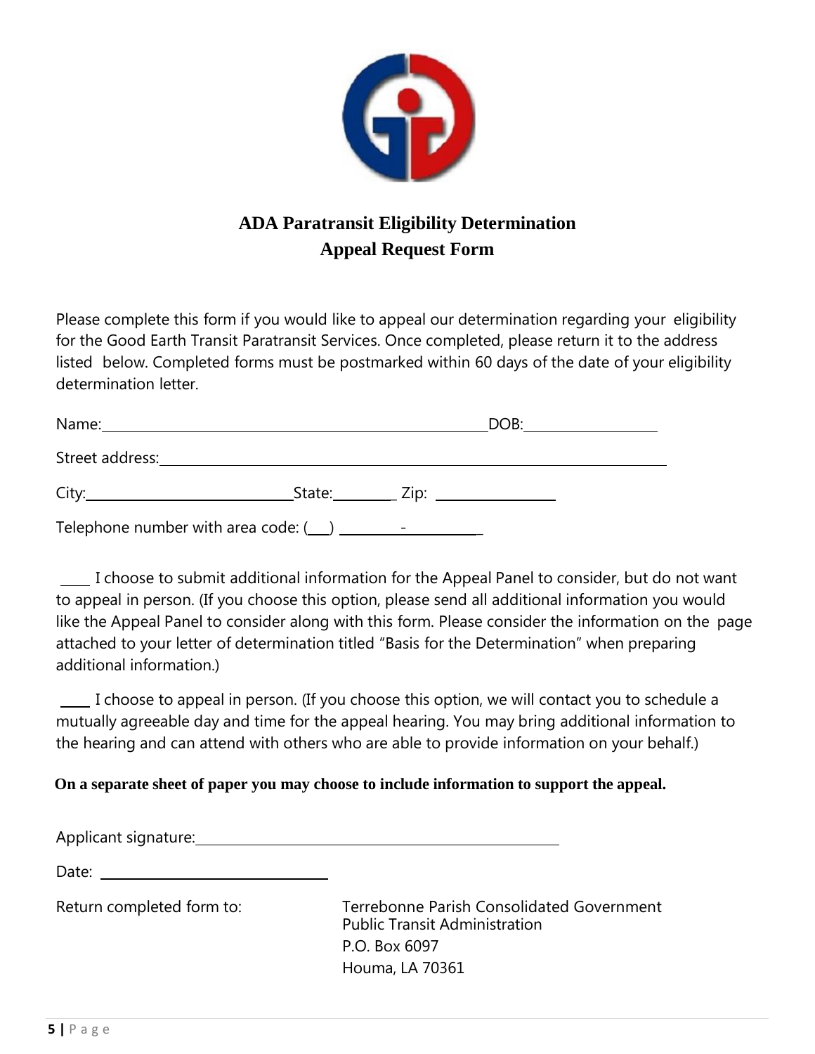# ADA Paratransit Eligibility Determination

# Appeal Request Form

Please complete this form if you would like to appeal our determination regarding your eligibility for the Good Earth Transit Paratransit Services. Once completed, please return it to the address listed below. Completed forms must be postmarked within 60 days of the date of your eligibility determination letter.

Name:______________________________________________DOB:________________

Street address:________________________________________________________

City:__________________________State:________ Zip: _______________

Telephone number with area code: (___) _________-__________

____ I choose to submit additional information for the Appeal Panel to consider, but do not want to appeal in person. (If you choose this option, please send all additional information you would like the Appeal Panel to consider along with this form. Please consider the information on the page attached to your letter of determination titled "Basis for the Determination" when preparing additional information.)

____ I choose to appeal in person. (If you choose this option, we will contact you to schedule a mutually agreeable day and time for the appeal hearing. You may bring additional information to the hearing and can attend with others who are able to provide information on your behalf.)

**On a separate sheet of paper you may choose to include information to support the appeal.**

Applicant signature:____________________________________________

Date: ____________________________

Return completed form to:

Terrebonne Parish Consolidated Government
Public Transit Administration
P.O. Box 6097
Houma, LA 70361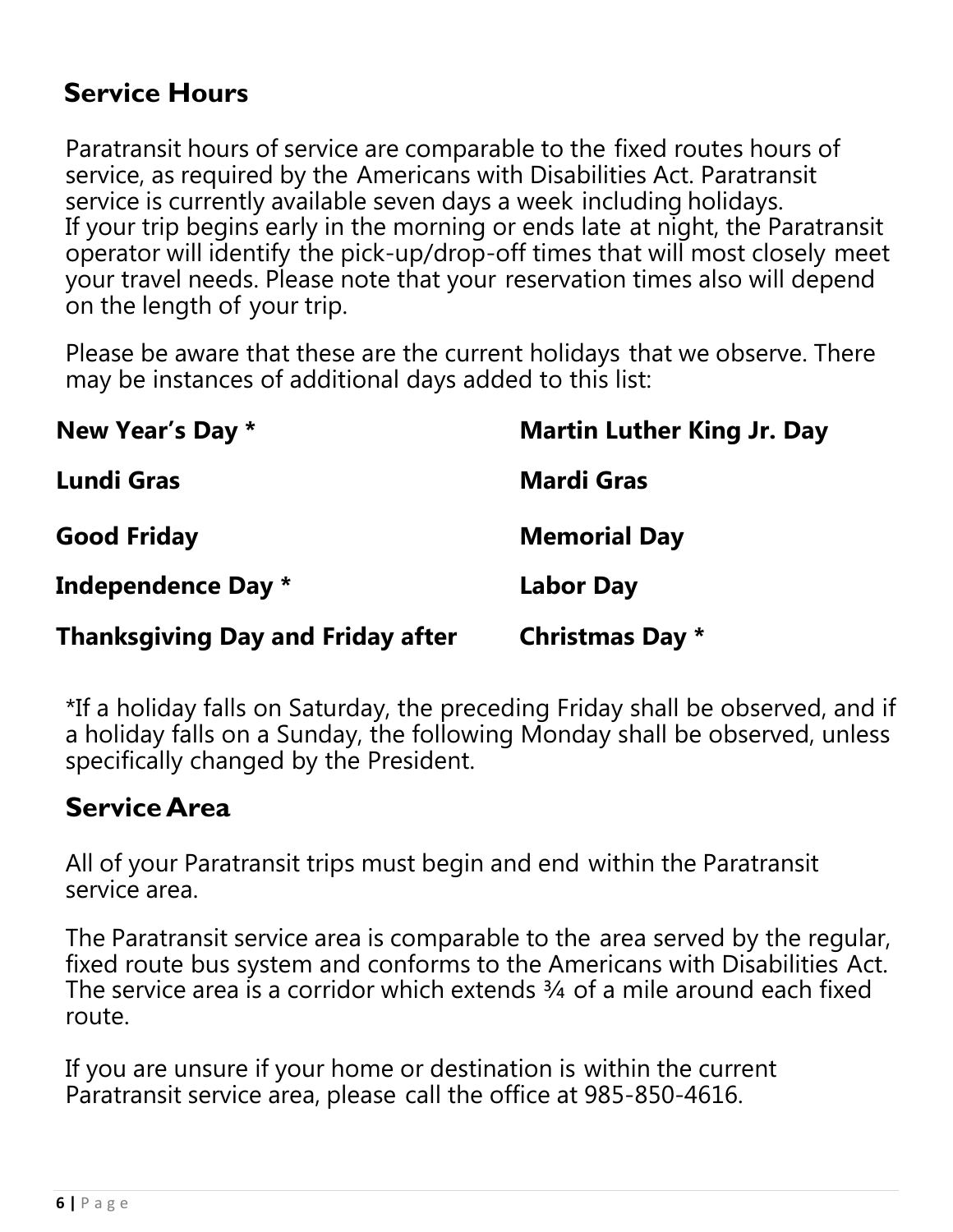## Service Hours

Paratransit hours of service are comparable to the fixed routes hours of service, as required by the Americans with Disabilities Act. Paratransit service is currently available seven days a week including holidays. If your trip begins early in the morning or ends late at night, the Paratransit operator will identify the pick-up/drop-off times that will most closely meet your travel needs. Please note that your reservation times also will depend on the length of your trip.

Please be aware that these are the current holidays that we observe. There may be instances of additional days added to this list:

**New Year's Day ***

**Martin Luther King Jr. Day**

**Lundi Gras**

**Mardi Gras**

**Good Friday**

**Memorial Day**

**Independence Day ***

**Labor Day**

**Thanksgiving Day and Friday after**

**Christmas Day ***

*If a holiday falls on Saturday, the preceding Friday shall be observed, and if a holiday falls on a Sunday, the following Monday shall be observed, unless specifically changed by the President.

## Service Area

All of your Paratransit trips must begin and end within the Paratransit service area.

The Paratransit service area is comparable to the area served by the regular, fixed route bus system and conforms to the Americans with Disabilities Act. The service area is a corridor which extends ¾ of a mile around each fixed route.

If you are unsure if your home or destination is within the current Paratransit service area, please call the office at 985-850-4616.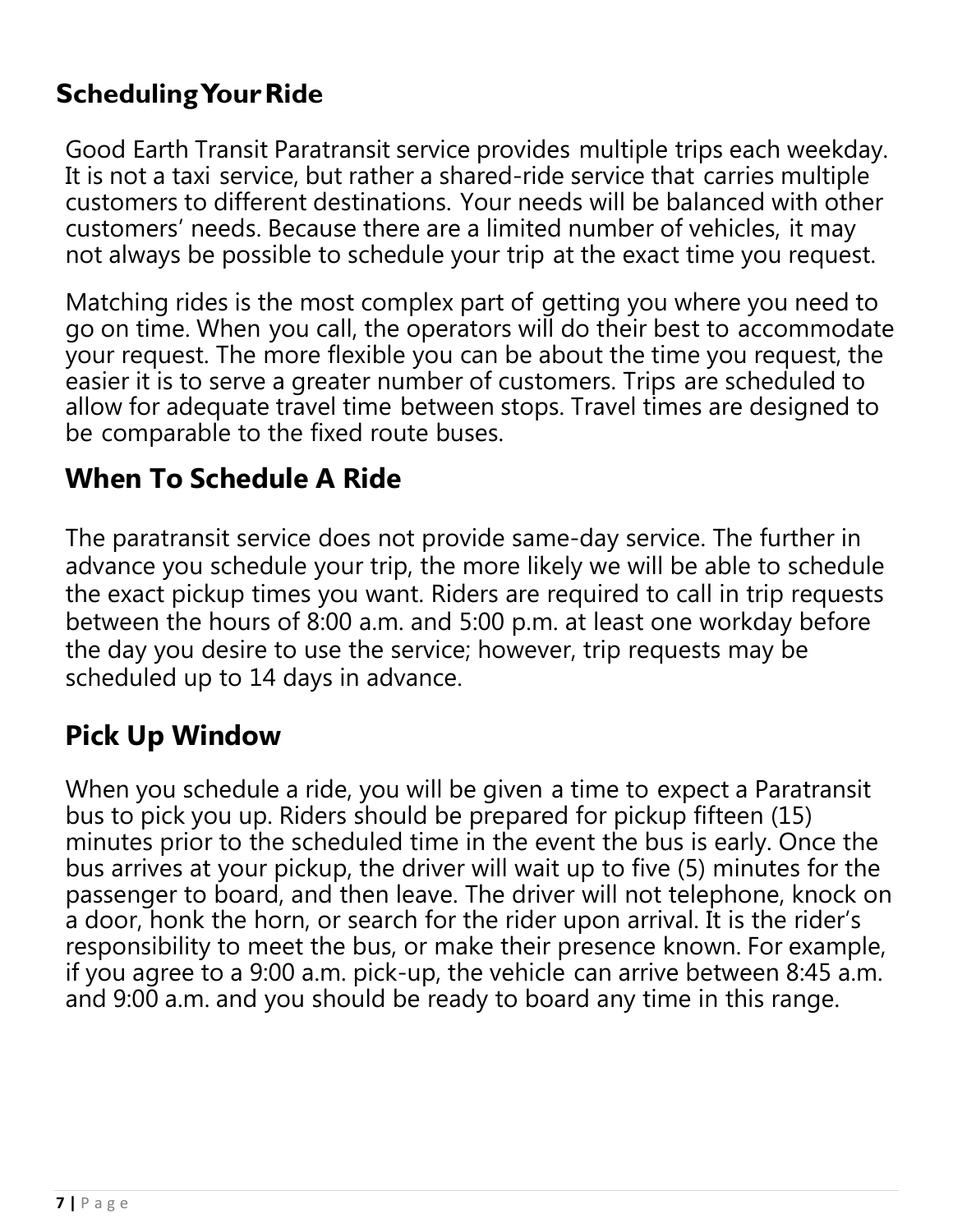## Scheduling Your Ride

Good Earth Transit Paratransit service provides multiple trips each weekday. It is not a taxi service, but rather a shared-ride service that carries multiple customers to different destinations. Your needs will be balanced with other customers' needs. Because there are a limited number of vehicles, it may not always be possible to schedule your trip at the exact time you request.

Matching rides is the most complex part of getting you where you need to go on time. When you call, the operators will do their best to accommodate your request. The more flexible you can be about the time you request, the easier it is to serve a greater number of customers. Trips are scheduled to allow for adequate travel time between stops. Travel times are designed to be comparable to the fixed route buses.

## When To Schedule A Ride

The paratransit service does not provide same-day service. The further in advance you schedule your trip, the more likely we will be able to schedule the exact pickup times you want. Riders are required to call in trip requests between the hours of 8:00 a.m. and 5:00 p.m. at least one workday before the day you desire to use the service; however, trip requests may be scheduled up to 14 days in advance.

## Pick Up Window

When you schedule a ride, you will be given a time to expect a Paratransit bus to pick you up. Riders should be prepared for pickup fifteen (15) minutes prior to the scheduled time in the event the bus is early. Once the bus arrives at your pickup, the driver will wait up to five (5) minutes for the passenger to board, and then leave. The driver will not telephone, knock on a door, honk the horn, or search for the rider upon arrival. It is the rider's responsibility to meet the bus, or make their presence known. For example, if you agree to a 9:00 a.m. pick-up, the vehicle can arrive between 8:45 a.m. and 9:00 a.m. and you should be ready to board any time in this range.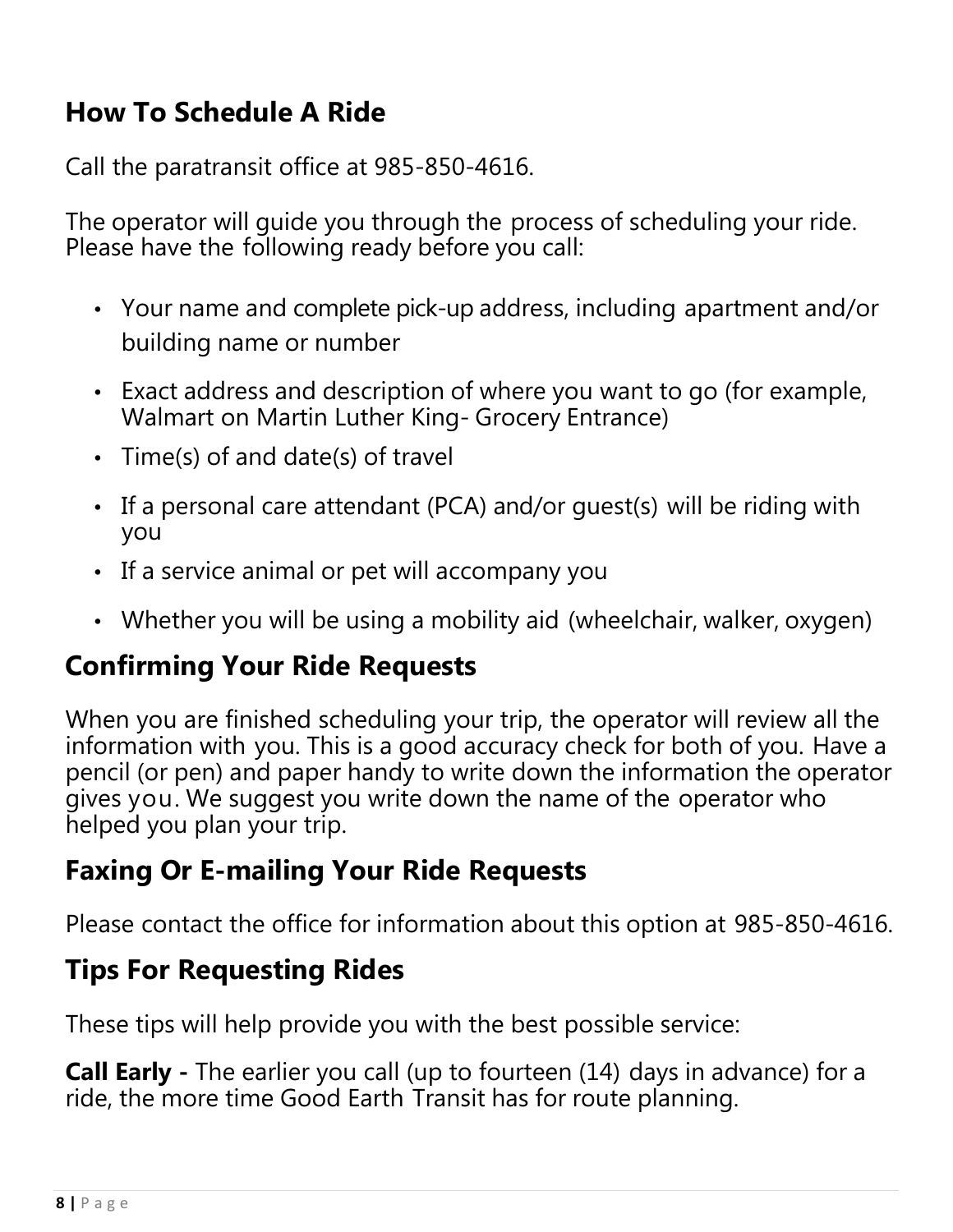## How To Schedule A Ride

Call the paratransit office at 985-850-4616.

The operator will guide you through the process of scheduling your ride. Please have the following ready before you call:

- Your name and complete pick-up address, including apartment and/or building name or number
- Exact address and description of where you want to go (for example, Walmart on Martin Luther King- Grocery Entrance)
- Time(s) of and date(s) of travel
- If a personal care attendant (PCA) and/or guest(s) will be riding with you
- If a service animal or pet will accompany you
- Whether you will be using a mobility aid (wheelchair, walker, oxygen)

## Confirming Your Ride Requests

When you are finished scheduling your trip, the operator will review all the information with you. This is a good accuracy check for both of you. Have a pencil (or pen) and paper handy to write down the information the operator gives you. We suggest you write down the name of the operator who helped you plan your trip.

## Faxing Or E-mailing Your Ride Requests

Please contact the office for information about this option at 985-850-4616.

## Tips For Requesting Rides

These tips will help provide you with the best possible service:

**Call Early -** The earlier you call (up to fourteen (14) days in advance) for a ride, the more time Good Earth Transit has for route planning.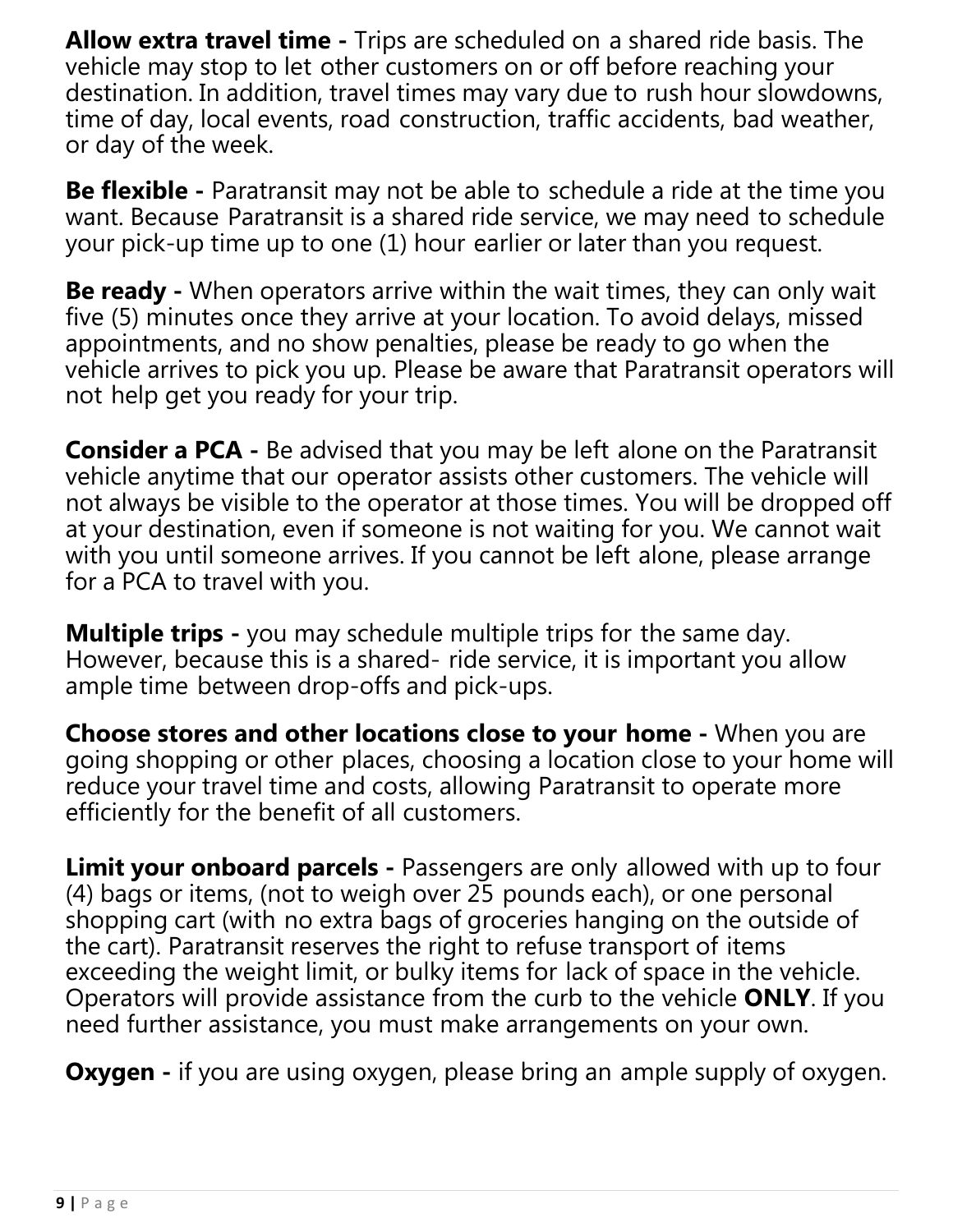**Allow extra travel time -** Trips are scheduled on a shared ride basis. The vehicle may stop to let other customers on or off before reaching your destination. In addition, travel times may vary due to rush hour slowdowns, time of day, local events, road construction, traffic accidents, bad weather, or day of the week.

**Be flexible -** Paratransit may not be able to schedule a ride at the time you want. Because Paratransit is a shared ride service, we may need to schedule your pick-up time up to one (1) hour earlier or later than you request.

**Be ready -** When operators arrive within the wait times, they can only wait five (5) minutes once they arrive at your location. To avoid delays, missed appointments, and no show penalties, please be ready to go when the vehicle arrives to pick you up. Please be aware that Paratransit operators will not help get you ready for your trip.

**Consider a PCA -** Be advised that you may be left alone on the Paratransit vehicle anytime that our operator assists other customers. The vehicle will not always be visible to the operator at those times. You will be dropped off at your destination, even if someone is not waiting for you. We cannot wait with you until someone arrives. If you cannot be left alone, please arrange for a PCA to travel with you.

**Multiple trips -** you may schedule multiple trips for the same day. However, because this is a shared- ride service, it is important you allow ample time between drop-offs and pick-ups.

**Choose stores and other locations close to your home -** When you are going shopping or other places, choosing a location close to your home will reduce your travel time and costs, allowing Paratransit to operate more efficiently for the benefit of all customers.

**Limit your onboard parcels -** Passengers are only allowed with up to four (4) bags or items, (not to weigh over 25 pounds each), or one personal shopping cart (with no extra bags of groceries hanging on the outside of the cart). Paratransit reserves the right to refuse transport of items exceeding the weight limit, or bulky items for lack of space in the vehicle. Operators will provide assistance from the curb to the vehicle **ONLY**. If you need further assistance, you must make arrangements on your own.

**Oxygen -** if you are using oxygen, please bring an ample supply of oxygen.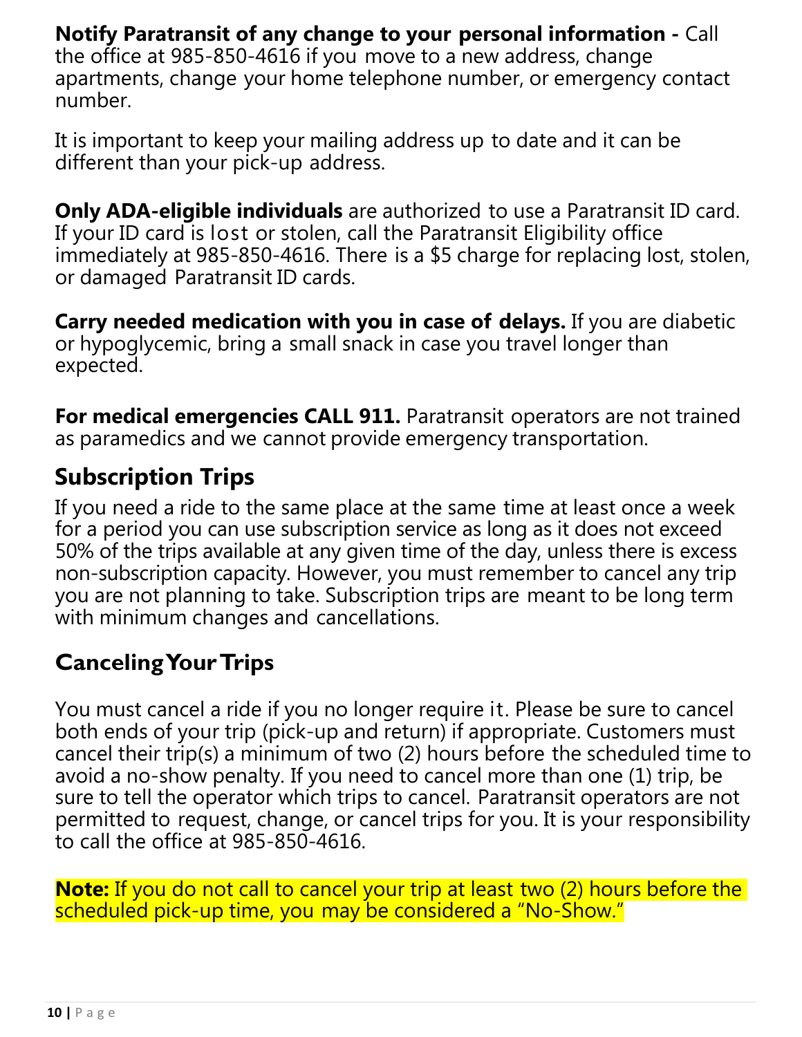**Notify Paratransit of any change to your personal information -** Call the office at 985-850-4616 if you move to a new address, change apartments, change your home telephone number, or emergency contact number.

It is important to keep your mailing address up to date and it can be different than your pick-up address.

**Only ADA-eligible individuals** are authorized to use a Paratransit ID card. If your ID card is lost or stolen, call the Paratransit Eligibility office immediately at 985-850-4616. There is a $5 charge for replacing lost, stolen, or damaged Paratransit ID cards.

**Carry needed medication with you in case of delays.** If you are diabetic or hypoglycemic, bring a small snack in case you travel longer than expected.

**For medical emergencies CALL 911.** Paratransit operators are not trained as paramedics and we cannot provide emergency transportation.

## Subscription Trips

If you need a ride to the same place at the same time at least once a week for a period you can use subscription service as long as it does not exceed 50% of the trips available at any given time of the day, unless there is excess non-subscription capacity. However, you must remember to cancel any trip you are not planning to take. Subscription trips are meant to be long term with minimum changes and cancellations.

## Canceling Your Trips

You must cancel a ride if you no longer require it. Please be sure to cancel both ends of your trip (pick-up and return) if appropriate. Customers must cancel their trip(s) a minimum of two (2) hours before the scheduled time to avoid a no-show penalty. If you need to cancel more than one (1) trip, be sure to tell the operator which trips to cancel. Paratransit operators are not permitted to request, change, or cancel trips for you. It is your responsibility to call the office at 985-850-4616.

**Note:** If you do not call to cancel your trip at least two (2) hours before the scheduled pick-up time, you may be considered a "No-Show."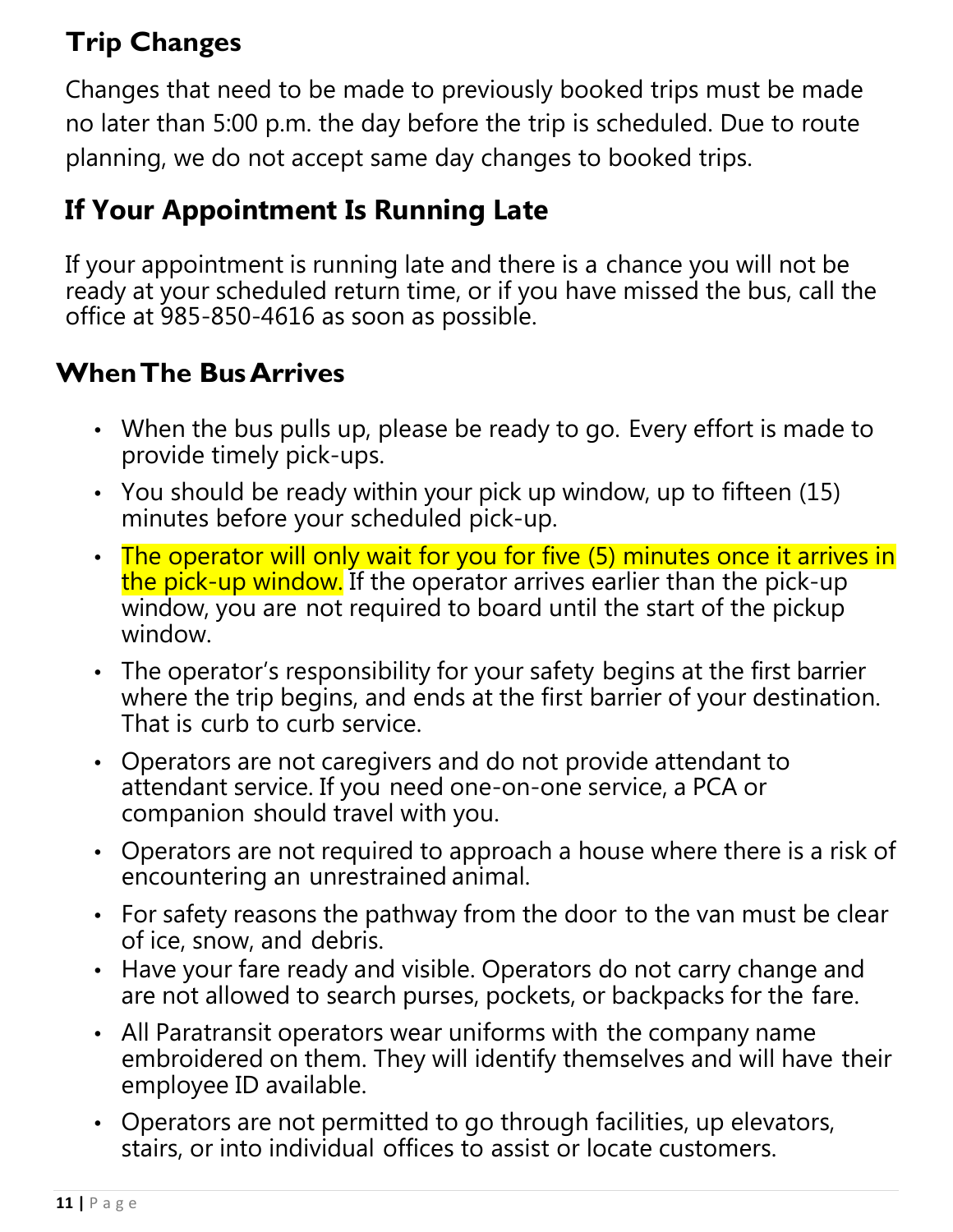## Trip Changes

Changes that need to be made to previously booked trips must be made no later than 5:00 p.m. the day before the trip is scheduled. Due to route planning, we do not accept same day changes to booked trips.

## If Your Appointment Is Running Late

If your appointment is running late and there is a chance you will not be ready at your scheduled return time, or if you have missed the bus, call the office at 985-850-4616 as soon as possible.

## When The Bus Arrives

- When the bus pulls up, please be ready to go. Every effort is made to provide timely pick-ups.
- You should be ready within your pick up window, up to fifteen (15) minutes before your scheduled pick-up.
- The operator will only wait for you for five (5) minutes once it arrives in the pick-up window. If the operator arrives earlier than the pick-up window, you are not required to board until the start of the pickup window.
- The operator's responsibility for your safety begins at the first barrier where the trip begins, and ends at the first barrier of your destination. That is curb to curb service.
- Operators are not caregivers and do not provide attendant to attendant service. If you need one-on-one service, a PCA or companion should travel with you.
- Operators are not required to approach a house where there is a risk of encountering an unrestrained animal.
- For safety reasons the pathway from the door to the van must be clear of ice, snow, and debris.
- Have your fare ready and visible. Operators do not carry change and are not allowed to search purses, pockets, or backpacks for the fare.
- All Paratransit operators wear uniforms with the company name embroidered on them. They will identify themselves and will have their employee ID available.
- Operators are not permitted to go through facilities, up elevators, stairs, or into individual offices to assist or locate customers.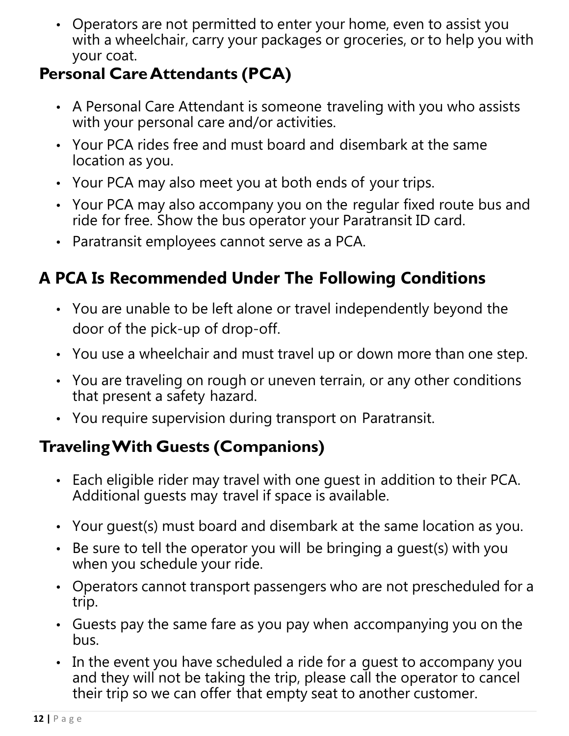- Operators are not permitted to enter your home, even to assist you with a wheelchair, carry your packages or groceries, or to help you with your coat.

## Personal Care Attendants (PCA)

- A Personal Care Attendant is someone traveling with you who assists with your personal care and/or activities.
- Your PCA rides free and must board and disembark at the same location as you.
- Your PCA may also meet you at both ends of your trips.
- Your PCA may also accompany you on the regular fixed route bus and ride for free. Show the bus operator your Paratransit ID card.
- Paratransit employees cannot serve as a PCA.

## A PCA Is Recommended Under The Following Conditions

- You are unable to be left alone or travel independently beyond the door of the pick-up of drop-off.
- You use a wheelchair and must travel up or down more than one step.
- You are traveling on rough or uneven terrain, or any other conditions that present a safety hazard.
- You require supervision during transport on Paratransit.

## Traveling With Guests (Companions)

- Each eligible rider may travel with one guest in addition to their PCA. Additional guests may travel if space is available.
- Your guest(s) must board and disembark at the same location as you.
- Be sure to tell the operator you will be bringing a guest(s) with you when you schedule your ride.
- Operators cannot transport passengers who are not prescheduled for a trip.
- Guests pay the same fare as you pay when accompanying you on the bus.
- In the event you have scheduled a ride for a guest to accompany you and they will not be taking the trip, please call the operator to cancel their trip so we can offer that empty seat to another customer.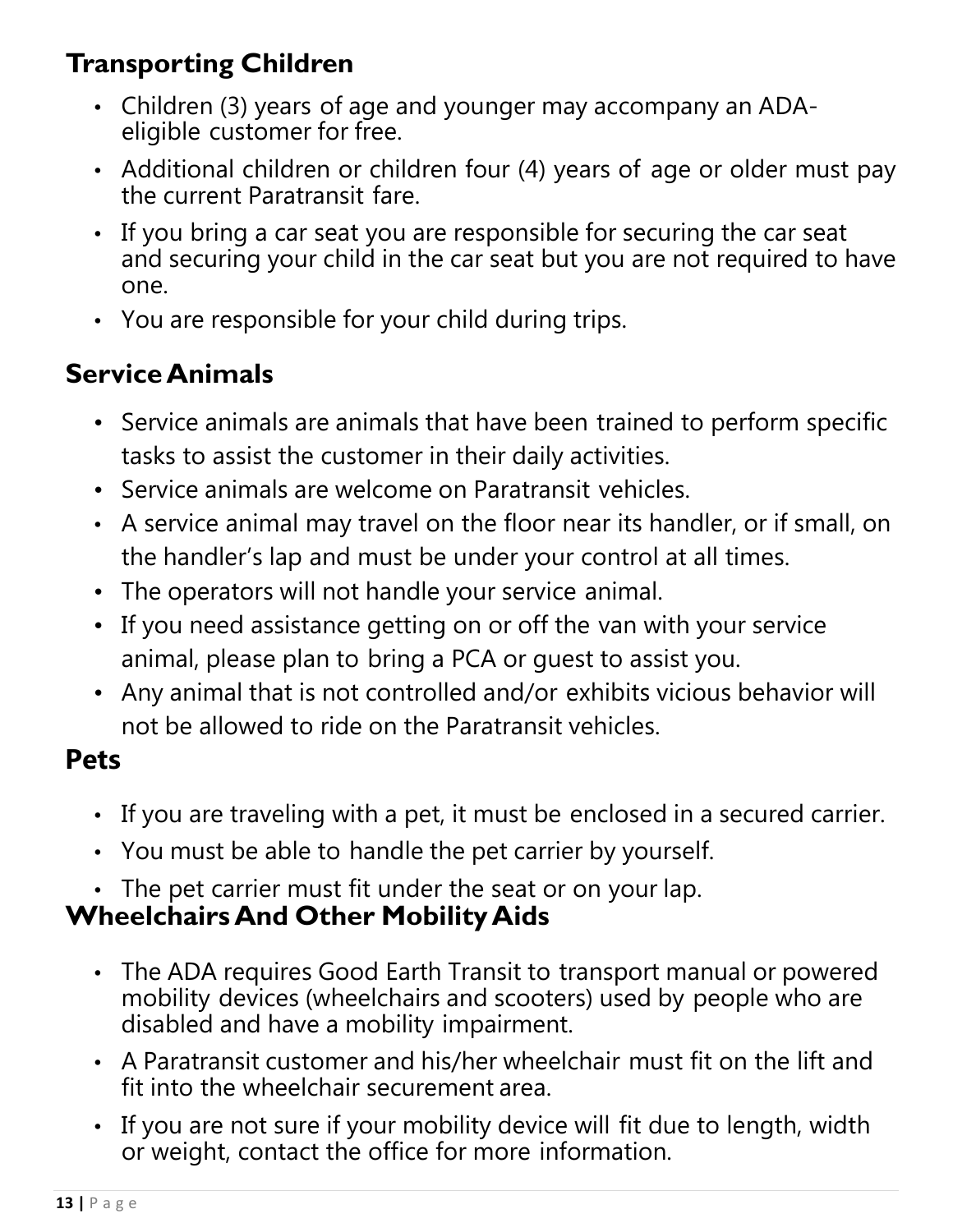## Transporting Children

- Children (3) years of age and younger may accompany an ADA-eligible customer for free.
- Additional children or children four (4) years of age or older must pay the current Paratransit fare.
- If you bring a car seat you are responsible for securing the car seat and securing your child in the car seat but you are not required to have one.
- You are responsible for your child during trips.

## Service Animals

- Service animals are animals that have been trained to perform specific tasks to assist the customer in their daily activities.
- Service animals are welcome on Paratransit vehicles.
- A service animal may travel on the floor near its handler, or if small, on the handler's lap and must be under your control at all times.
- The operators will not handle your service animal.
- If you need assistance getting on or off the van with your service animal, please plan to bring a PCA or guest to assist you.
- Any animal that is not controlled and/or exhibits vicious behavior will not be allowed to ride on the Paratransit vehicles.

## Pets

- If you are traveling with a pet, it must be enclosed in a secured carrier.
- You must be able to handle the pet carrier by yourself.
- The pet carrier must fit under the seat or on your lap.

## Wheelchairs And Other Mobility Aids

- The ADA requires Good Earth Transit to transport manual or powered mobility devices (wheelchairs and scooters) used by people who are disabled and have a mobility impairment.
- A Paratransit customer and his/her wheelchair must fit on the lift and fit into the wheelchair securement area.
- If you are not sure if your mobility device will fit due to length, width or weight, contact the office for more information.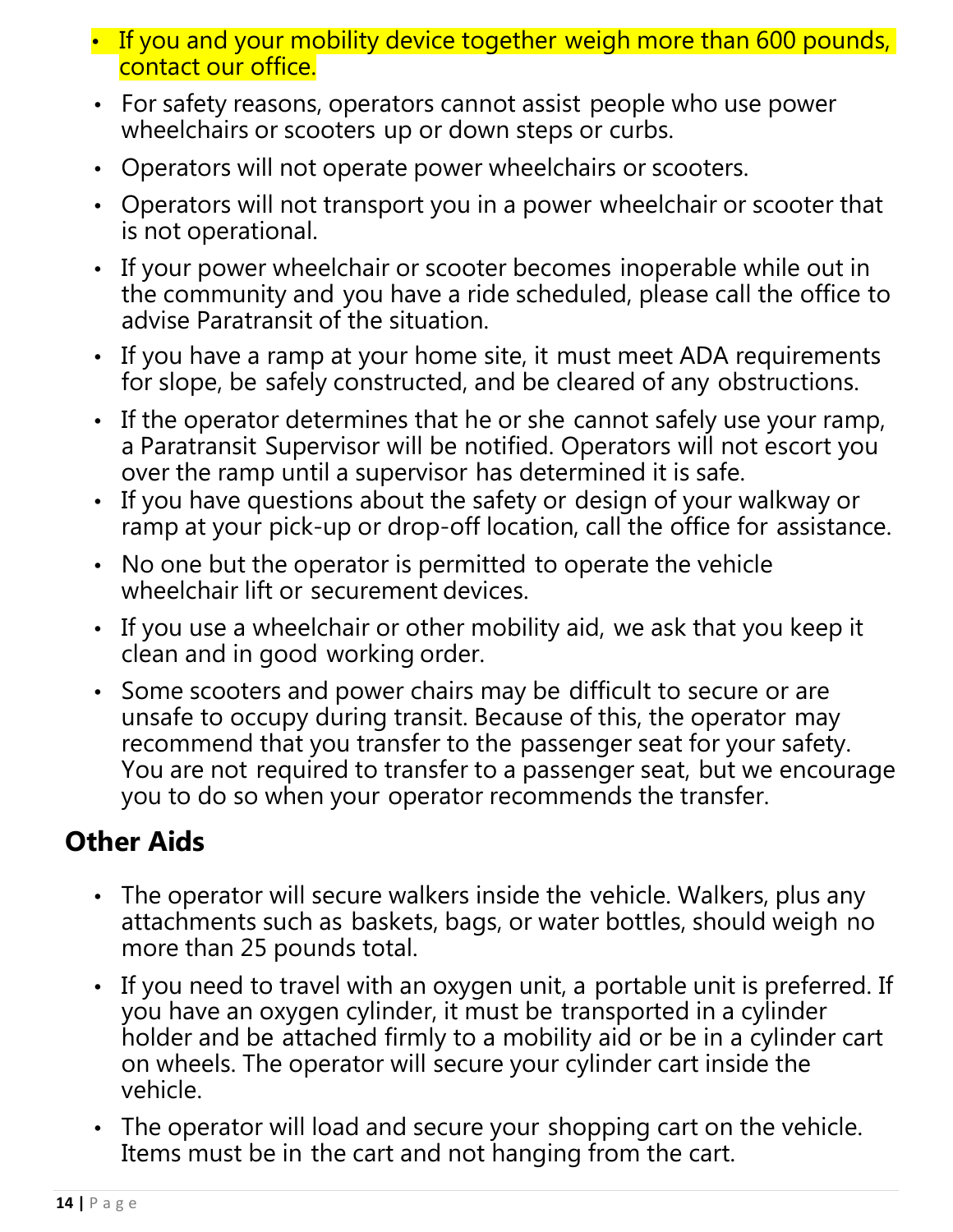- If you and your mobility device together weigh more than 600 pounds, contact our office.
- For safety reasons, operators cannot assist people who use power wheelchairs or scooters up or down steps or curbs.
- Operators will not operate power wheelchairs or scooters.
- Operators will not transport you in a power wheelchair or scooter that is not operational.
- If your power wheelchair or scooter becomes inoperable while out in the community and you have a ride scheduled, please call the office to advise Paratransit of the situation.
- If you have a ramp at your home site, it must meet ADA requirements for slope, be safely constructed, and be cleared of any obstructions.
- If the operator determines that he or she cannot safely use your ramp, a Paratransit Supervisor will be notified. Operators will not escort you over the ramp until a supervisor has determined it is safe.
- If you have questions about the safety or design of your walkway or ramp at your pick-up or drop-off location, call the office for assistance.
- No one but the operator is permitted to operate the vehicle wheelchair lift or securement devices.
- If you use a wheelchair or other mobility aid, we ask that you keep it clean and in good working order.
- Some scooters and power chairs may be difficult to secure or are unsafe to occupy during transit. Because of this, the operator may recommend that you transfer to the passenger seat for your safety. You are not required to transfer to a passenger seat, but we encourage you to do so when your operator recommends the transfer.

## Other Aids

- The operator will secure walkers inside the vehicle. Walkers, plus any attachments such as baskets, bags, or water bottles, should weigh no more than 25 pounds total.
- If you need to travel with an oxygen unit, a portable unit is preferred. If you have an oxygen cylinder, it must be transported in a cylinder holder and be attached firmly to a mobility aid or be in a cylinder cart on wheels. The operator will secure your cylinder cart inside the vehicle.
- The operator will load and secure your shopping cart on the vehicle. Items must be in the cart and not hanging from the cart.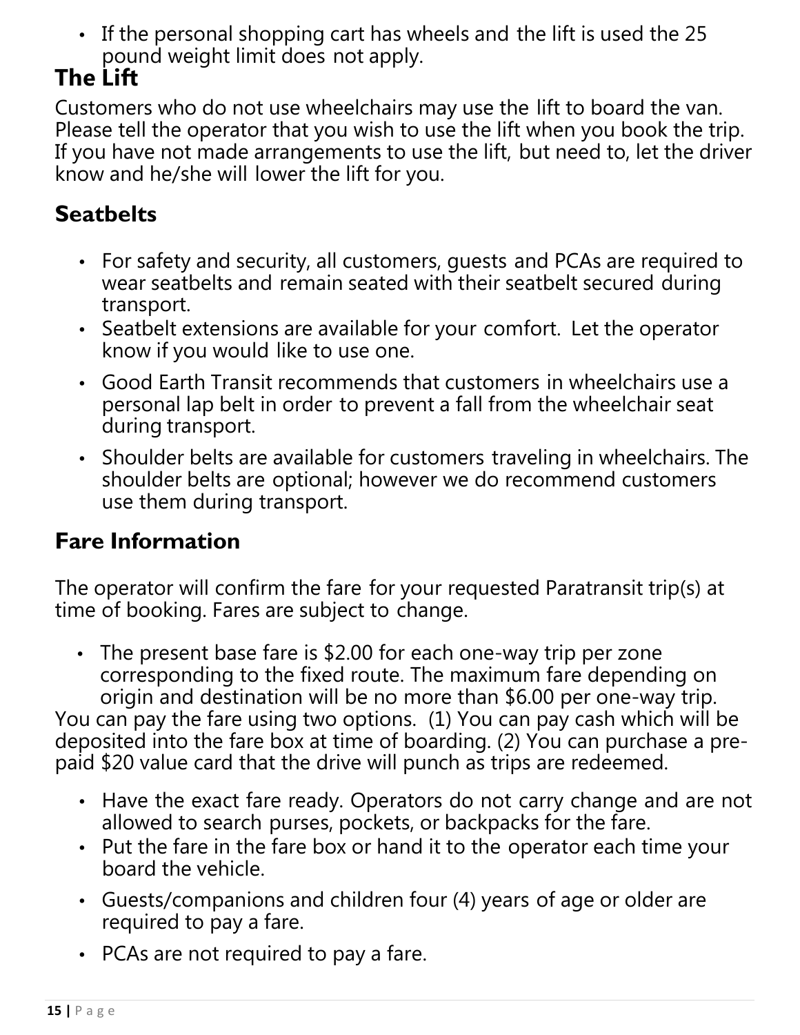- If the personal shopping cart has wheels and the lift is used the 25 pound weight limit does not apply.

## The Lift

Customers who do not use wheelchairs may use the lift to board the van. Please tell the operator that you wish to use the lift when you book the trip. If you have not made arrangements to use the lift, but need to, let the driver know and he/she will lower the lift for you.

## Seatbelts

- For safety and security, all customers, guests and PCAs are required to wear seatbelts and remain seated with their seatbelt secured during transport.
- Seatbelt extensions are available for your comfort. Let the operator know if you would like to use one.
- Good Earth Transit recommends that customers in wheelchairs use a personal lap belt in order to prevent a fall from the wheelchair seat during transport.
- Shoulder belts are available for customers traveling in wheelchairs. The shoulder belts are optional; however we do recommend customers use them during transport.

## Fare Information

The operator will confirm the fare for your requested Paratransit trip(s) at time of booking. Fares are subject to change.

- The present base fare is $2.00 for each one-way trip per zone corresponding to the fixed route. The maximum fare depending on origin and destination will be no more than $6.00 per one-way trip.

You can pay the fare using two options. (1) You can pay cash which will be deposited into the fare box at time of boarding. (2) You can purchase a pre-paid $20 value card that the drive will punch as trips are redeemed.

- Have the exact fare ready. Operators do not carry change and are not allowed to search purses, pockets, or backpacks for the fare.
- Put the fare in the fare box or hand it to the operator each time your board the vehicle.
- Guests/companions and children four (4) years of age or older are required to pay a fare.
- PCAs are not required to pay a fare.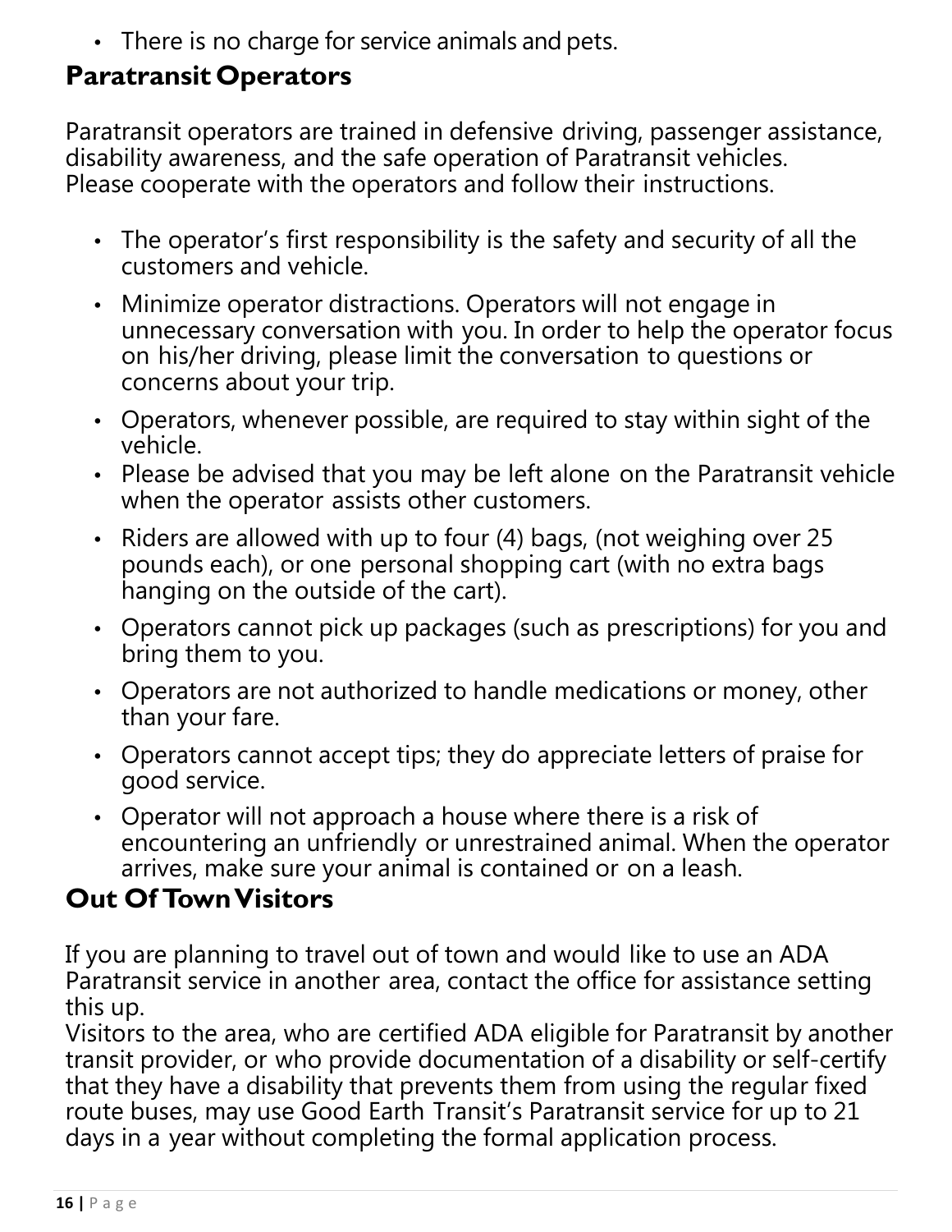- There is no charge for service animals and pets.

## Paratransit Operators

Paratransit operators are trained in defensive driving, passenger assistance, disability awareness, and the safe operation of Paratransit vehicles. Please cooperate with the operators and follow their instructions.

- The operator's first responsibility is the safety and security of all the customers and vehicle.
- Minimize operator distractions. Operators will not engage in unnecessary conversation with you. In order to help the operator focus on his/her driving, please limit the conversation to questions or concerns about your trip.
- Operators, whenever possible, are required to stay within sight of the vehicle.
- Please be advised that you may be left alone on the Paratransit vehicle when the operator assists other customers.
- Riders are allowed with up to four (4) bags, (not weighing over 25 pounds each), or one personal shopping cart (with no extra bags hanging on the outside of the cart).
- Operators cannot pick up packages (such as prescriptions) for you and bring them to you.
- Operators are not authorized to handle medications or money, other than your fare.
- Operators cannot accept tips; they do appreciate letters of praise for good service.
- Operator will not approach a house where there is a risk of encountering an unfriendly or unrestrained animal. When the operator arrives, make sure your animal is contained or on a leash.

## Out Of Town Visitors

If you are planning to travel out of town and would like to use an ADA Paratransit service in another area, contact the office for assistance setting this up.

Visitors to the area, who are certified ADA eligible for Paratransit by another transit provider, or who provide documentation of a disability or self-certify that they have a disability that prevents them from using the regular fixed route buses, may use Good Earth Transit's Paratransit service for up to 21 days in a year without completing the formal application process.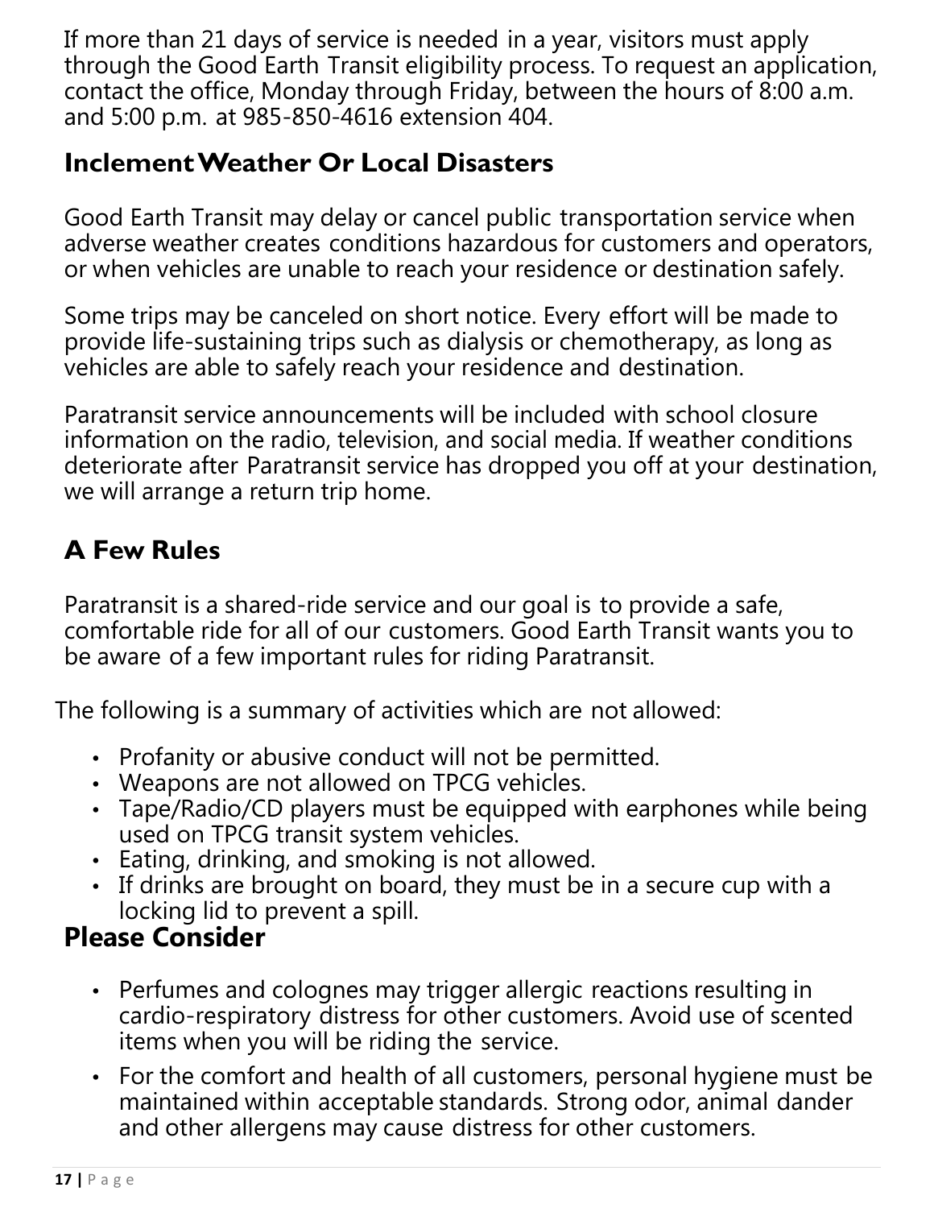If more than 21 days of service is needed in a year, visitors must apply through the Good Earth Transit eligibility process. To request an application, contact the office, Monday through Friday, between the hours of 8:00 a.m. and 5:00 p.m. at 985-850-4616 extension 404.

## Inclement Weather Or Local Disasters

Good Earth Transit may delay or cancel public transportation service when adverse weather creates conditions hazardous for customers and operators, or when vehicles are unable to reach your residence or destination safely.

Some trips may be canceled on short notice. Every effort will be made to provide life-sustaining trips such as dialysis or chemotherapy, as long as vehicles are able to safely reach your residence and destination.

Paratransit service announcements will be included with school closure information on the radio, television, and social media. If weather conditions deteriorate after Paratransit service has dropped you off at your destination, we will arrange a return trip home.

## A Few Rules

Paratransit is a shared-ride service and our goal is to provide a safe, comfortable ride for all of our customers. Good Earth Transit wants you to be aware of a few important rules for riding Paratransit.

The following is a summary of activities which are not allowed:

- Profanity or abusive conduct will not be permitted.
- Weapons are not allowed on TPCG vehicles.
- Tape/Radio/CD players must be equipped with earphones while being used on TPCG transit system vehicles.
- Eating, drinking, and smoking is not allowed.
- If drinks are brought on board, they must be in a secure cup with a locking lid to prevent a spill.

## Please Consider

- Perfumes and colognes may trigger allergic reactions resulting in cardio-respiratory distress for other customers. Avoid use of scented items when you will be riding the service.
- For the comfort and health of all customers, personal hygiene must be maintained within acceptable standards. Strong odor, animal dander and other allergens may cause distress for other customers.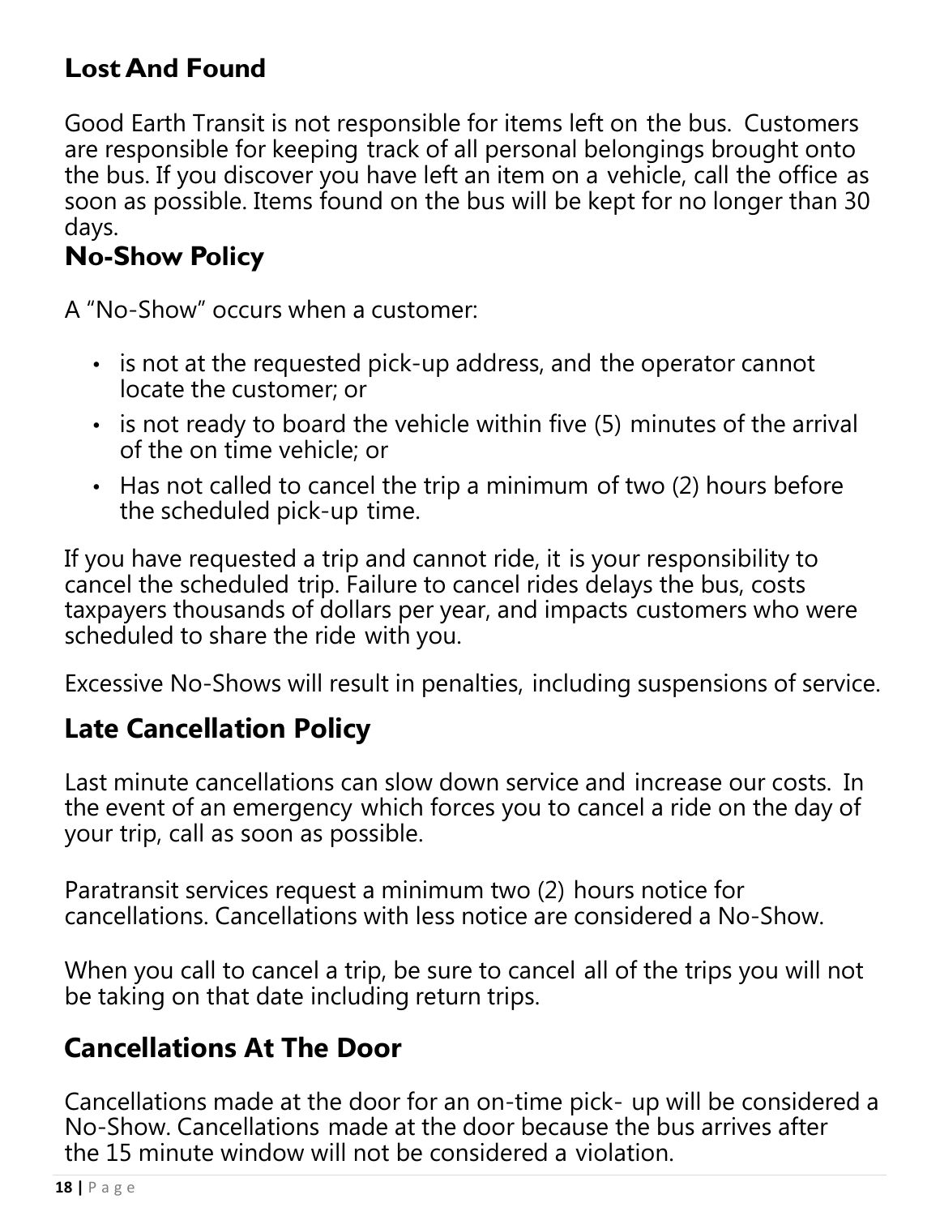## Lost And Found

Good Earth Transit is not responsible for items left on the bus. Customers are responsible for keeping track of all personal belongings brought onto the bus. If you discover you have left an item on a vehicle, call the office as soon as possible. Items found on the bus will be kept for no longer than 30 days.

## No-Show Policy

A "No-Show" occurs when a customer:

- is not at the requested pick-up address, and the operator cannot locate the customer; or
- is not ready to board the vehicle within five (5) minutes of the arrival of the on time vehicle; or
- Has not called to cancel the trip a minimum of two (2) hours before the scheduled pick-up time.

If you have requested a trip and cannot ride, it is your responsibility to cancel the scheduled trip. Failure to cancel rides delays the bus, costs taxpayers thousands of dollars per year, and impacts customers who were scheduled to share the ride with you.

Excessive No-Shows will result in penalties, including suspensions of service.

## Late Cancellation Policy

Last minute cancellations can slow down service and increase our costs. In the event of an emergency which forces you to cancel a ride on the day of your trip, call as soon as possible.

Paratransit services request a minimum two (2) hours notice for cancellations. Cancellations with less notice are considered a No-Show.

When you call to cancel a trip, be sure to cancel all of the trips you will not be taking on that date including return trips.

## Cancellations At The Door

Cancellations made at the door for an on-time pick- up will be considered a No-Show. Cancellations made at the door because the bus arrives after the 15 minute window will not be considered a violation.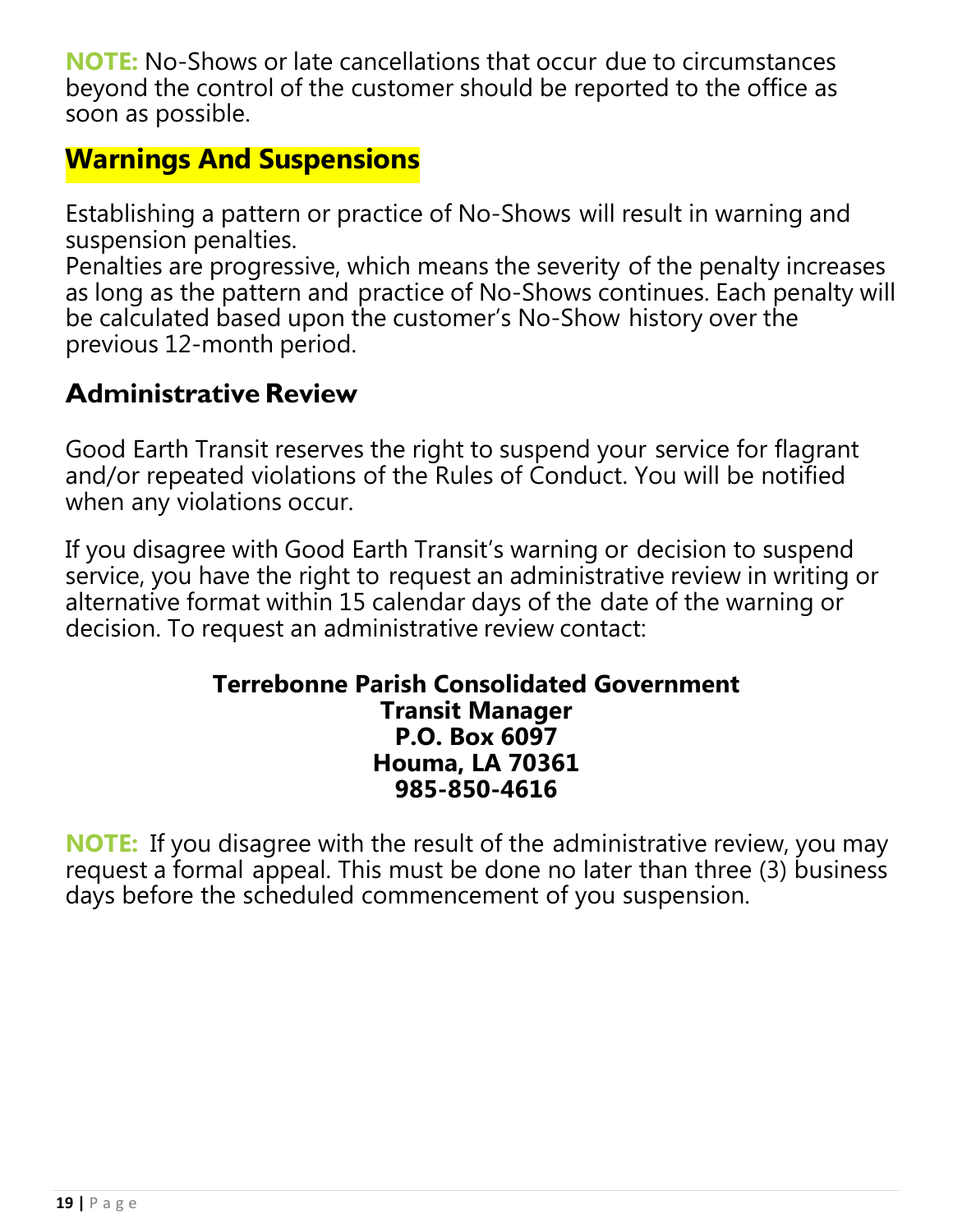**NOTE:** No-Shows or late cancellations that occur due to circumstances beyond the control of the customer should be reported to the office as soon as possible.

## Warnings And Suspensions

Establishing a pattern or practice of No-Shows will result in warning and suspension penalties.
Penalties are progressive, which means the severity of the penalty increases as long as the pattern and practice of No-Shows continues. Each penalty will be calculated based upon the customer's No-Show history over the previous 12-month period.

### Administrative Review

Good Earth Transit reserves the right to suspend your service for flagrant and/or repeated violations of the Rules of Conduct. You will be notified when any violations occur.

If you disagree with Good Earth Transit's warning or decision to suspend service, you have the right to request an administrative review in writing or alternative format within 15 calendar days of the date of the warning or decision. To request an administrative review contact:

**Terrebonne Parish Consolidated Government**
**Transit Manager**
**P.O. Box 6097**
**Houma, LA 70361**
**985-850-4616**

**NOTE:** If you disagree with the result of the administrative review, you may request a formal appeal. This must be done no later than three (3) business days before the scheduled commencement of you suspension.